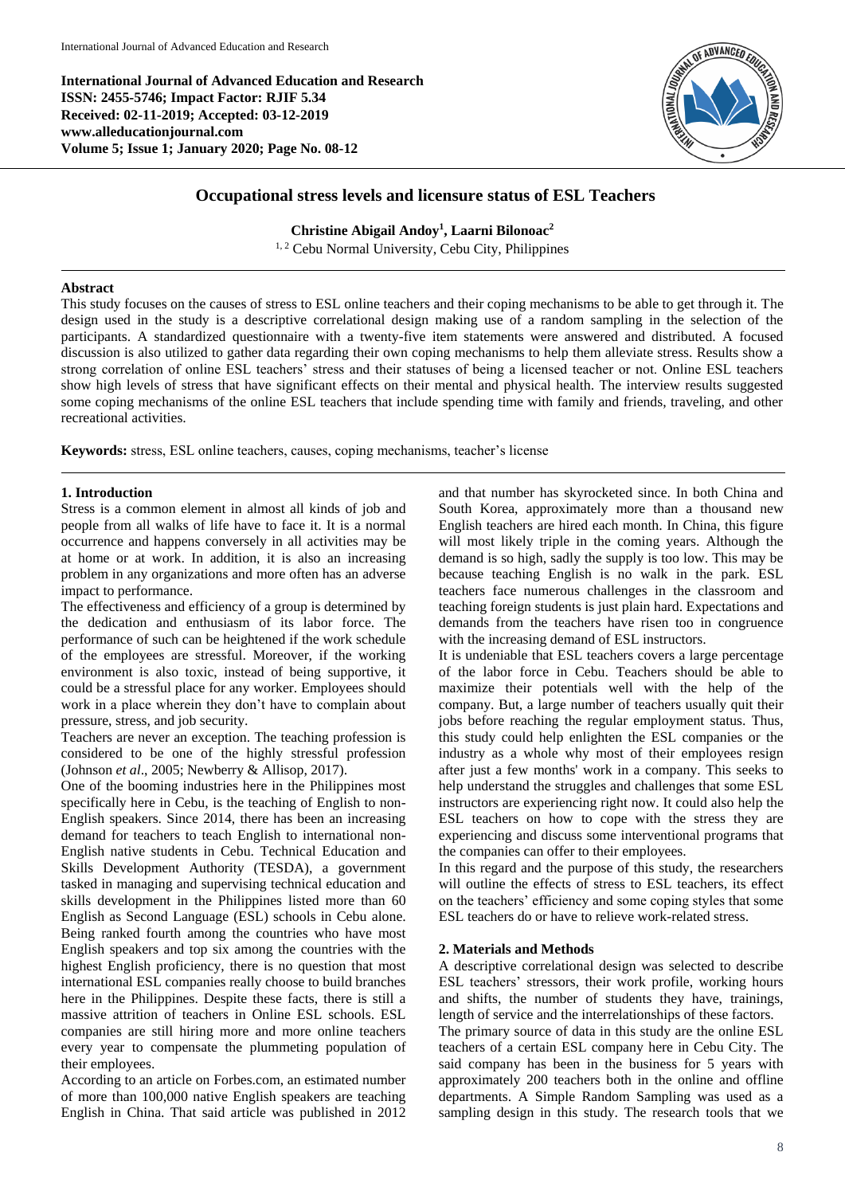International Journal of Advanced Education and Research
ISSN: 2455-5746; Impact Factor: RJIF 5.34
Received: 02-11-2019; Accepted: 03-12-2019
www.alleducationjournal.com
Volume 5; Issue 1; January 2020; Page No. 08-12

# Occupational stress levels and licensure status of ESL Teachers

**Christine Abigail Andoy[1], Laarni Bilonoac[2]**

[1, 2] Cebu Normal University, Cebu City, Philippines

## Abstract

This study focuses on the causes of stress to ESL online teachers and their coping mechanisms to be able to get through it. The design used in the study is a descriptive correlational design making use of a random sampling in the selection of the participants. A standardized questionnaire with a twenty-five item statements were answered and distributed. A focused discussion is also utilized to gather data regarding their own coping mechanisms to help them alleviate stress. Results show a strong correlation of online ESL teachers' stress and their statuses of being a licensed teacher or not. Online ESL teachers show high levels of stress that have significant effects on their mental and physical health. The interview results suggested some coping mechanisms of the online ESL teachers that include spending time with family and friends, traveling, and other recreational activities.

**Keywords:** stress, ESL online teachers, causes, coping mechanisms, teacher's license

## 1. Introduction

Stress is a common element in almost all kinds of job and people from all walks of life have to face it. It is a normal occurrence and happens conversely in all activities may be at home or at work. In addition, it is also an increasing problem in any organizations and more often has an adverse impact to performance.

The effectiveness and efficiency of a group is determined by the dedication and enthusiasm of its labor force. The performance of such can be heightened if the work schedule of the employees are stressful. Moreover, if the working environment is also toxic, instead of being supportive, it could be a stressful place for any worker. Employees should work in a place wherein they don't have to complain about pressure, stress, and job security.

Teachers are never an exception. The teaching profession is considered to be one of the highly stressful profession (Johnson *et al*., 2005; Newberry & Allisop, 2017).

One of the booming industries here in the Philippines most specifically here in Cebu, is the teaching of English to non-English speakers. Since 2014, there has been an increasing demand for teachers to teach English to international non-English native students in Cebu. Technical Education and Skills Development Authority (TESDA), a government tasked in managing and supervising technical education and skills development in the Philippines listed more than 60 English as Second Language (ESL) schools in Cebu alone. Being ranked fourth among the countries who have most English speakers and top six among the countries with the highest English proficiency, there is no question that most international ESL companies really choose to build branches here in the Philippines. Despite these facts, there is still a massive attrition of teachers in Online ESL schools. ESL companies are still hiring more and more online teachers every year to compensate the plummeting population of their employees.

According to an article on Forbes.com, an estimated number of more than 100,000 native English speakers are teaching English in China. That said article was published in 2012 and that number has skyrocketed since. In both China and South Korea, approximately more than a thousand new English teachers are hired each month. In China, this figure will most likely triple in the coming years. Although the demand is so high, sadly the supply is too low. This may be because teaching English is no walk in the park. ESL teachers face numerous challenges in the classroom and teaching foreign students is just plain hard. Expectations and demands from the teachers have risen too in congruence with the increasing demand of ESL instructors.

It is undeniable that ESL teachers covers a large percentage of the labor force in Cebu. Teachers should be able to maximize their potentials well with the help of the company. But, a large number of teachers usually quit their jobs before reaching the regular employment status. Thus, this study could help enlighten the ESL companies or the industry as a whole why most of their employees resign after just a few months' work in a company. This seeks to help understand the struggles and challenges that some ESL instructors are experiencing right now. It could also help the ESL teachers on how to cope with the stress they are experiencing and discuss some interventional programs that the companies can offer to their employees.

In this regard and the purpose of this study, the researchers will outline the effects of stress to ESL teachers, its effect on the teachers' efficiency and some coping styles that some ESL teachers do or have to relieve work-related stress.

## 2. Materials and Methods

A descriptive correlational design was selected to describe ESL teachers' stressors, their work profile, working hours and shifts, the number of students they have, trainings, length of service and the interrelationships of these factors.

The primary source of data in this study are the online ESL teachers of a certain ESL company here in Cebu City. The said company has been in the business for 5 years with approximately 200 teachers both in the online and offline departments. A Simple Random Sampling was used as a sampling design in this study. The research tools that we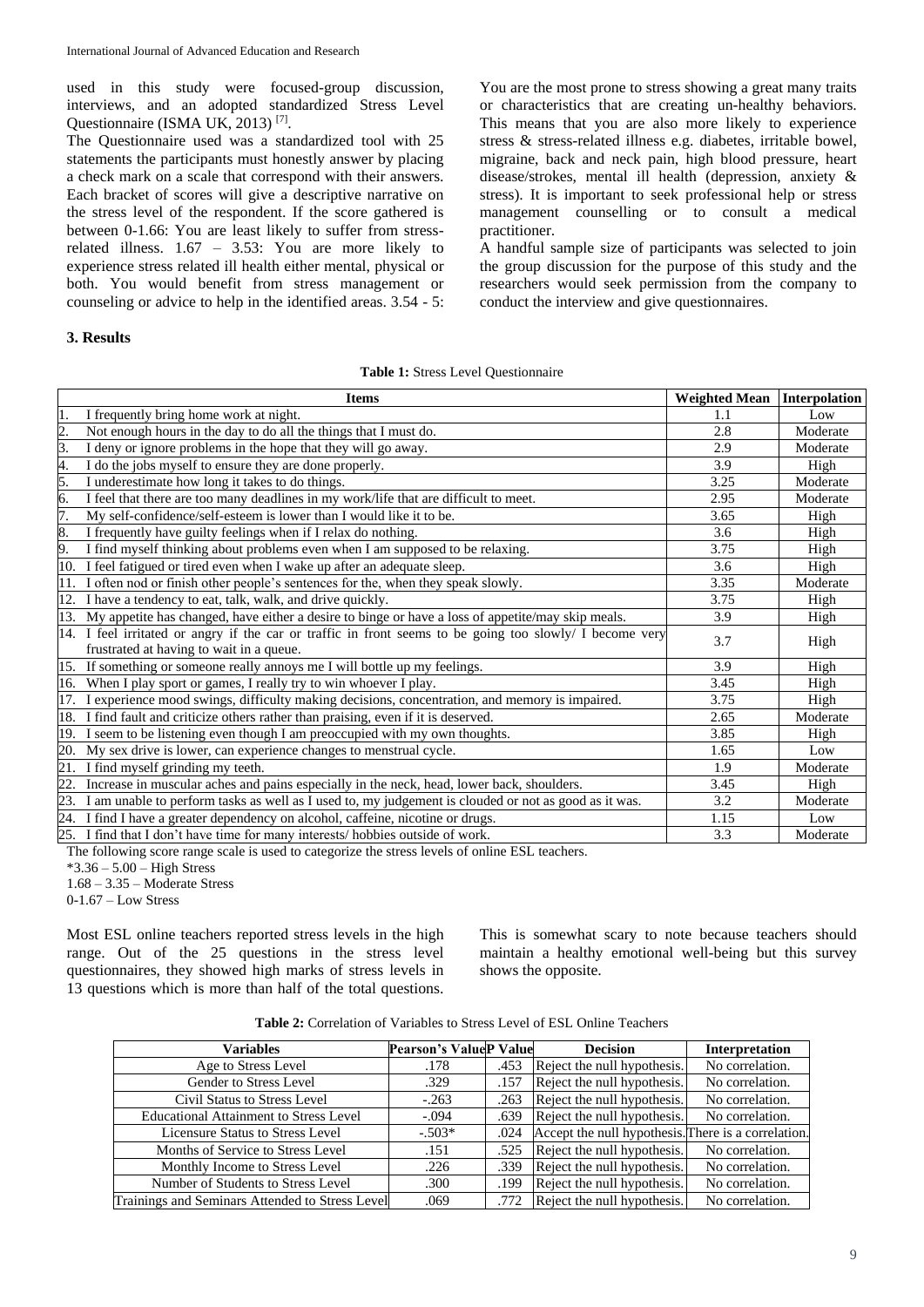used in this study were focused-group discussion, interviews, and an adopted standardized Stress Level Questionnaire (ISMA UK, 2013) [7].

The Questionnaire used was a standardized tool with 25 statements the participants must honestly answer by placing a check mark on a scale that correspond with their answers. Each bracket of scores will give a descriptive narrative on the stress level of the respondent. If the score gathered is between 0-1.66: You are least likely to suffer from stress-related illness. 1.67 – 3.53: You are more likely to experience stress related ill health either mental, physical or both. You would benefit from stress management or counseling or advice to help in the identified areas. 3.54 - 5: You are the most prone to stress showing a great many traits or characteristics that are creating un-healthy behaviors. This means that you are also more likely to experience stress & stress-related illness e.g. diabetes, irritable bowel, migraine, back and neck pain, high blood pressure, heart disease/strokes, mental ill health (depression, anxiety & stress). It is important to seek professional help or stress management counselling or to consult a medical practitioner.

A handful sample size of participants was selected to join the group discussion for the purpose of this study and the researchers would seek permission from the company to conduct the interview and give questionnaires.

## 3. Results

**Table 1:** Stress Level Questionnaire

| Items | Weighted Mean | Interpolation |
|---|---|---|
| 1. I frequently bring home work at night. | 1.1 | Low |
| 2. Not enough hours in the day to do all the things that I must do. | 2.8 | Moderate |
| 3. I deny or ignore problems in the hope that they will go away. | 2.9 | Moderate |
| 4. I do the jobs myself to ensure they are done properly. | 3.9 | High |
| 5. I underestimate how long it takes to do things. | 3.25 | Moderate |
| 6. I feel that there are too many deadlines in my work/life that are difficult to meet. | 2.95 | Moderate |
| 7. My self-confidence/self-esteem is lower than I would like it to be. | 3.65 | High |
| 8. I frequently have guilty feelings when if I relax do nothing. | 3.6 | High |
| 9. I find myself thinking about problems even when I am supposed to be relaxing. | 3.75 | High |
| 10. I feel fatigued or tired even when I wake up after an adequate sleep. | 3.6 | High |
| 11. I often nod or finish other people's sentences for the, when they speak slowly. | 3.35 | Moderate |
| 12. I have a tendency to eat, talk, walk, and drive quickly. | 3.75 | High |
| 13. My appetite has changed, have either a desire to binge or have a loss of appetite/may skip meals. | 3.9 | High |
| 14. I feel irritated or angry if the car or traffic in front seems to be going too slowly/ I become very frustrated at having to wait in a queue. | 3.7 | High |
| 15. If something or someone really annoys me I will bottle up my feelings. | 3.9 | High |
| 16. When I play sport or games, I really try to win whoever I play. | 3.45 | High |
| 17. I experience mood swings, difficulty making decisions, concentration, and memory is impaired. | 3.75 | High |
| 18. I find fault and criticize others rather than praising, even if it is deserved. | 2.65 | Moderate |
| 19. I seem to be listening even though I am preoccupied with my own thoughts. | 3.85 | High |
| 20. My sex drive is lower, can experience changes to menstrual cycle. | 1.65 | Low |
| 21. I find myself grinding my teeth. | 1.9 | Moderate |
| 22. Increase in muscular aches and pains especially in the neck, head, lower back, shoulders. | 3.45 | High |
| 23. I am unable to perform tasks as well as I used to, my judgement is clouded or not as good as it was. | 3.2 | Moderate |
| 24. I find I have a greater dependency on alcohol, caffeine, nicotine or drugs. | 1.15 | Low |
| 25. I find that I don't have time for many interests/ hobbies outside of work. | 3.3 | Moderate |

The following score range scale is used to categorize the stress levels of online ESL teachers.

*3.36 – 5.00 – High Stress

1.68 – 3.35 – Moderate Stress

0-1.67 – Low Stress

Most ESL online teachers reported stress levels in the high range. Out of the 25 questions in the stress level questionnaires, they showed high marks of stress levels in 13 questions which is more than half of the total questions. This is somewhat scary to note because teachers should maintain a healthy emotional well-being but this survey shows the opposite.

**Table 2:** Correlation of Variables to Stress Level of ESL Online Teachers

| Variables | Pearson's Value | P Value | Decision | Interpretation |
|---|---|---|---|---|
| Age to Stress Level | .178 | .453 | Reject the null hypothesis. | No correlation. |
| Gender to Stress Level | .329 | .157 | Reject the null hypothesis. | No correlation. |
| Civil Status to Stress Level | -.263 | .263 | Reject the null hypothesis. | No correlation. |
| Educational Attainment to Stress Level | -.094 | .639 | Reject the null hypothesis. | No correlation. |
| Licensure Status to Stress Level | -.503* | .024 | Accept the null hypothesis. | There is a correlation. |
| Months of Service to Stress Level | .151 | .525 | Reject the null hypothesis. | No correlation. |
| Monthly Income to Stress Level | .226 | .339 | Reject the null hypothesis. | No correlation. |
| Number of Students to Stress Level | .300 | .199 | Reject the null hypothesis. | No correlation. |
| Trainings and Seminars Attended to Stress Level | .069 | .772 | Reject the null hypothesis. | No correlation. |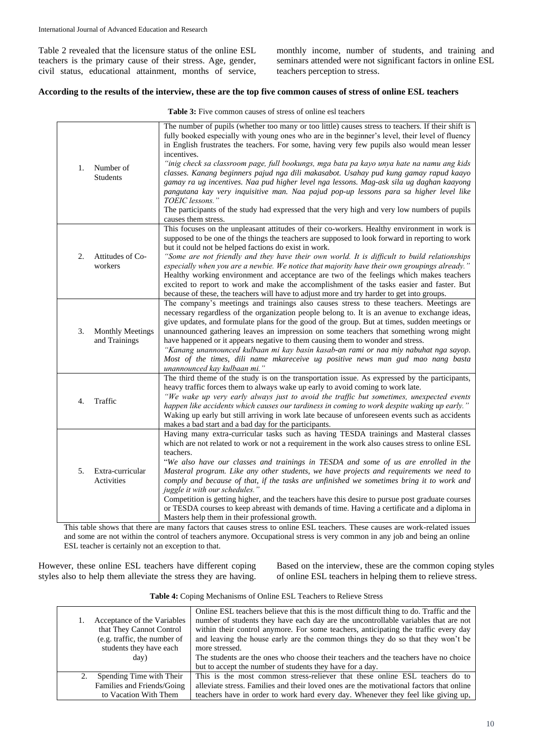Table 2 revealed that the licensure status of the online ESL teachers is the primary cause of their stress. Age, gender, civil status, educational attainment, months of service, monthly income, number of students, and training and seminars attended were not significant factors in online ESL teachers perception to stress.

**According to the results of the interview, these are the top five common causes of stress of online ESL teachers**

**Table 3:** Five common causes of stress of online esl teachers

| | |
|---|---|
| 1. Number of Students | The number of pupils (whether too many or too little) causes stress to teachers. If their shift is fully booked especially with young ones who are in the beginner's level, their level of fluency in English frustrates the teachers. For some, having very few pupils also would mean lesser incentives. *"inig check sa classroom page, full bookungs, mga bata pa kayo unya hate na namu ang kids classes. Kanang beginners pajud nga dili makasabot. Usahay pud kung gamay rapud kaayo gamay ra ug incentives. Naa pud higher level nga lessons. Mag-ask sila ug daghan kaayong pangutana kay very inquisitive man. Naa pajud pop-up lessons para sa higher level like TOEIC lessons."* The participants of the study had expressed that the very high and very low numbers of pupils causes them stress. |
| 2. Attitudes of Co-workers | This focuses on the unpleasant attitudes of their co-workers. Healthy environment in work is supposed to be one of the things the teachers are supposed to look forward in reporting to work but it could not be helped factions do exist in work. *"Some are not friendly and they have their own world. It is difficult to build relationships especially when you are a newbie. We notice that majority have their own groupings already."* Healthy working environment and acceptance are two of the feelings which makes teachers excited to report to work and make the accomplishment of the tasks easier and faster. But because of these, the teachers will have to adjust more and try harder to get into groups. |
| 3. Monthly Meetings and Trainings | The company's meetings and trainings also causes stress to these teachers. Meetings are necessary regardless of the organization people belong to. It is an avenue to exchange ideas, give updates, and formulate plans for the good of the group. But at times, sudden meetings or unannounced gathering leaves an impression on some teachers that something wrong might have happened or it appears negative to them causing them to wonder and stress. *"Kanang unannounced kulbaan mi kay basin kasab-an rami or naa miy nabuhat nga sayop. Most of the times, dili name mkareceive ug positive news man gud mao nang basta unannounced kay kulbaan mi."* |
| 4. Traffic | The third theme of the study is on the transportation issue. As expressed by the participants, heavy traffic forces them to always wake up early to avoid coming to work late. *"We wake up very early always just to avoid the traffic but sometimes, unexpected events happen like accidents which causes our tardiness in coming to work despite waking up early."* Waking up early but still arriving in work late because of unforeseen events such as accidents makes a bad start and a bad day for the participants. |
| 5. Extra-curricular Activities | Having many extra-curricular tasks such as having TESDA trainings and Masteral classes which are not related to work or not a requirement in the work also causes stress to online ESL teachers. "*We also have our classes and trainings in TESDA and some of us are enrolled in the Masteral program. Like any other students, we have projects and requirements we need to comply and because of that, if the tasks are unfinished we sometimes bring it to work and juggle it with our schedules."* Competition is getting higher, and the teachers have this desire to pursue post graduate courses or TESDA courses to keep abreast with demands of time. Having a certificate and a diploma in Masters help them in their professional growth. |

This table shows that there are many factors that causes stress to online ESL teachers. These causes are work-related issues and some are not within the control of teachers anymore. Occupational stress is very common in any job and being an online ESL teacher is certainly not an exception to that.

However, these online ESL teachers have different coping styles also to help them alleviate the stress they are having. Based on the interview, these are the common coping styles of online ESL teachers in helping them to relieve stress.

**Table 4:** Coping Mechanisms of Online ESL Teachers to Relieve Stress

| | |
|---|---|
| 1. Acceptance of the Variables that They Cannot Control (e.g. traffic, the number of students they have each day) | Online ESL teachers believe that this is the most difficult thing to do. Traffic and the number of students they have each day are the uncontrollable variables that are not within their control anymore. For some teachers, anticipating the traffic every day and leaving the house early are the common things they do so that they won't be more stressed. The students are the ones who choose their teachers and the teachers have no choice but to accept the number of students they have for a day. |
| 2. Spending Time with Their Families and Friends/Going to Vacation With Them | This is the most common stress-reliever that these online ESL teachers do to alleviate stress. Families and their loved ones are the motivational factors that online teachers have in order to work hard every day. Whenever they feel like giving up, |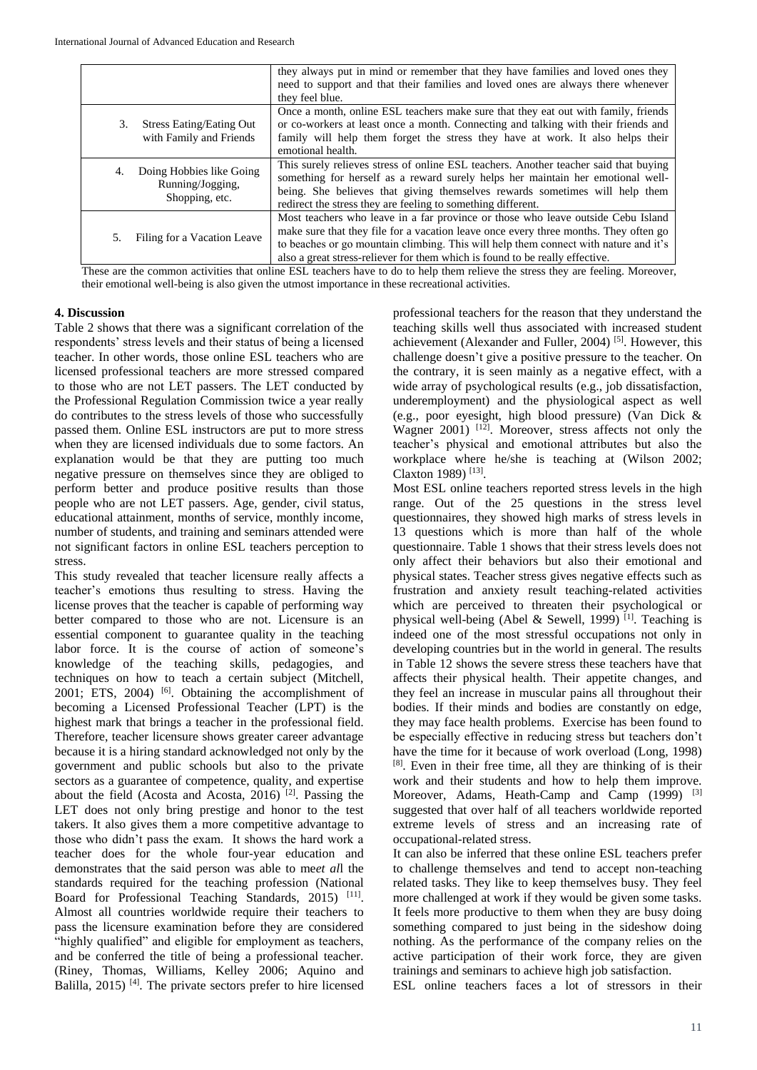| | |
|---|---|
| | they always put in mind or remember that they have families and loved ones they need to support and that their families and loved ones are always there whenever they feel blue. |
| 3. Stress Eating/Eating Out with Family and Friends | Once a month, online ESL teachers make sure that they eat out with family, friends or co-workers at least once a month. Connecting and talking with their friends and family will help them forget the stress they have at work. It also helps their emotional health. |
| 4. Doing Hobbies like Going Running/Jogging, Shopping, etc. | This surely relieves stress of online ESL teachers. Another teacher said that buying something for herself as a reward surely helps her maintain her emotional well-being. She believes that giving themselves rewards sometimes will help them redirect the stress they are feeling to something different. |
| 5. Filing for a Vacation Leave | Most teachers who leave in a far province or those who leave outside Cebu Island make sure that they file for a vacation leave once every three months. They often go to beaches or go mountain climbing. This will help them connect with nature and it's also a great stress-reliever for them which is found to be really effective. |

These are the common activities that online ESL teachers have to do to help them relieve the stress they are feeling. Moreover, their emotional well-being is also given the utmost importance in these recreational activities.

## 4. Discussion

Table 2 shows that there was a significant correlation of the respondents' stress levels and their status of being a licensed teacher. In other words, those online ESL teachers who are licensed professional teachers are more stressed compared to those who are not LET passers. The LET conducted by the Professional Regulation Commission twice a year really do contributes to the stress levels of those who successfully passed them. Online ESL instructors are put to more stress when they are licensed individuals due to some factors. An explanation would be that they are putting too much negative pressure on themselves since they are obliged to perform better and produce positive results than those people who are not LET passers. Age, gender, civil status, educational attainment, months of service, monthly income, number of students, and training and seminars attended were not significant factors in online ESL teachers perception to stress.

This study revealed that teacher licensure really affects a teacher's emotions thus resulting to stress. Having the license proves that the teacher is capable of performing way better compared to those who are not. Licensure is an essential component to guarantee quality in the teaching labor force. It is the course of action of someone's knowledge of the teaching skills, pedagogies, and techniques on how to teach a certain subject (Mitchell, 2001; ETS, 2004) [6]. Obtaining the accomplishment of becoming a Licensed Professional Teacher (LPT) is the highest mark that brings a teacher in the professional field. Therefore, teacher licensure shows greater career advantage because it is a hiring standard acknowledged not only by the government and public schools but also to the private sectors as a guarantee of competence, quality, and expertise about the field (Acosta and Acosta, 2016) [2]. Passing the LET does not only bring prestige and honor to the test takers. It also gives them a more competitive advantage to those who didn't pass the exam. It shows the hard work a teacher does for the whole four-year education and demonstrates that the said person was able to me*et al*l the standards required for the teaching profession (National Board for Professional Teaching Standards, 2015) [11]. Almost all countries worldwide require their teachers to pass the licensure examination before they are considered "highly qualified" and eligible for employment as teachers, and be conferred the title of being a professional teacher. (Riney, Thomas, Williams, Kelley 2006; Aquino and Balilla, 2015) [4]. The private sectors prefer to hire licensed professional teachers for the reason that they understand the teaching skills well thus associated with increased student achievement (Alexander and Fuller, 2004) [5]. However, this challenge doesn't give a positive pressure to the teacher. On the contrary, it is seen mainly as a negative effect, with a wide array of psychological results (e.g., job dissatisfaction, underemployment) and the physiological aspect as well (e.g., poor eyesight, high blood pressure) (Van Dick & Wagner 2001) [12]. Moreover, stress affects not only the teacher's physical and emotional attributes but also the workplace where he/she is teaching at (Wilson 2002; Claxton 1989) [13].

Most ESL online teachers reported stress levels in the high range. Out of the 25 questions in the stress level questionnaires, they showed high marks of stress levels in 13 questions which is more than half of the whole questionnaire. Table 1 shows that their stress levels does not only affect their behaviors but also their emotional and physical states. Teacher stress gives negative effects such as frustration and anxiety result teaching-related activities which are perceived to threaten their psychological or physical well-being (Abel & Sewell, 1999) [1]. Teaching is indeed one of the most stressful occupations not only in developing countries but in the world in general. The results in Table 12 shows the severe stress these teachers have that affects their physical health. Their appetite changes, and they feel an increase in muscular pains all throughout their bodies. If their minds and bodies are constantly on edge, they may face health problems. Exercise has been found to be especially effective in reducing stress but teachers don't have the time for it because of work overload (Long, 1998) [8]. Even in their free time, all they are thinking of is their work and their students and how to help them improve. Moreover, Adams, Heath-Camp and Camp (1999) [3] suggested that over half of all teachers worldwide reported extreme levels of stress and an increasing rate of occupational-related stress.

It can also be inferred that these online ESL teachers prefer to challenge themselves and tend to accept non-teaching related tasks. They like to keep themselves busy. They feel more challenged at work if they would be given some tasks. It feels more productive to them when they are busy doing something compared to just being in the sideshow doing nothing. As the performance of the company relies on the active participation of their work force, they are given trainings and seminars to achieve high job satisfaction.

ESL online teachers faces a lot of stressors in their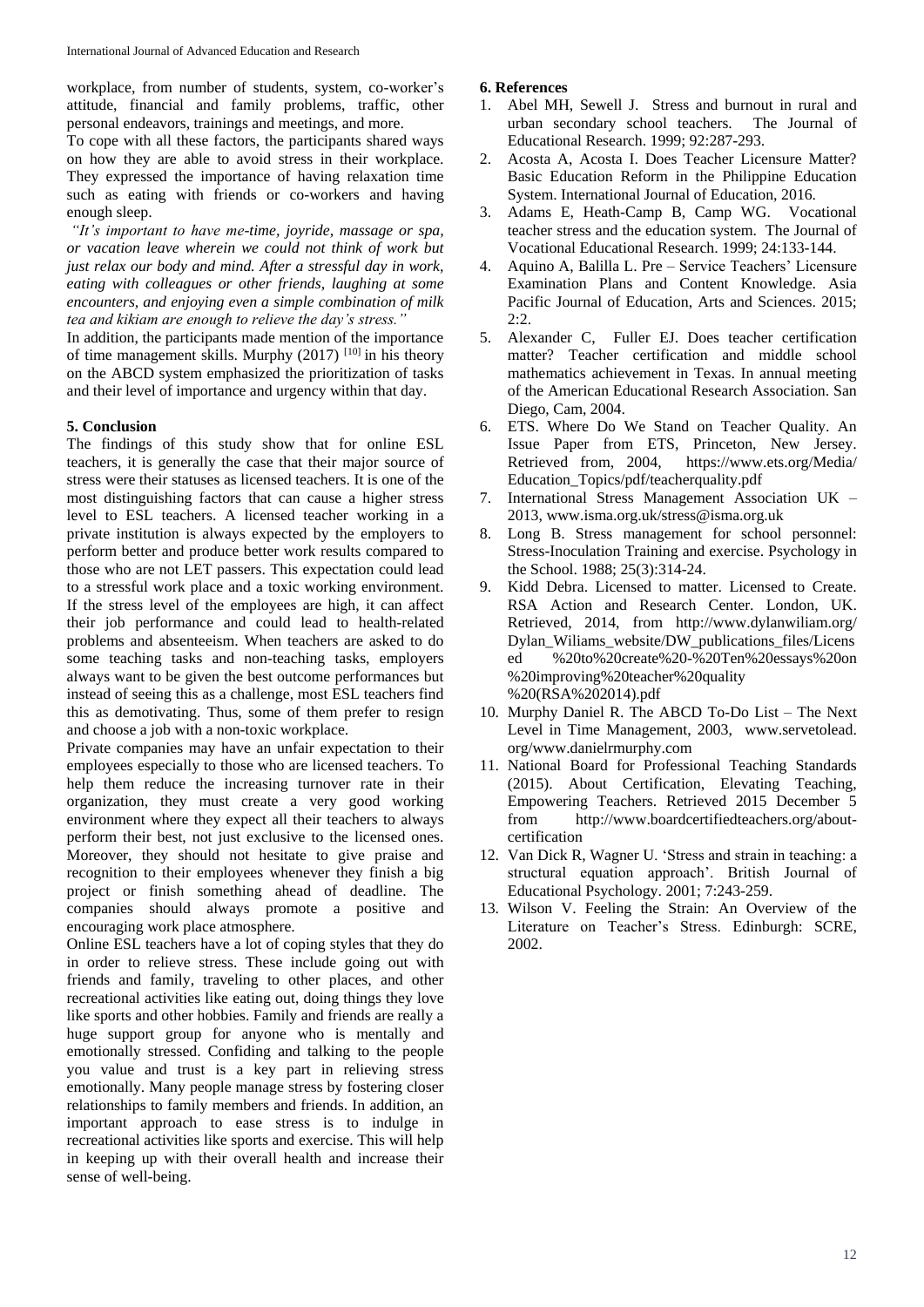workplace, from number of students, system, co-worker's attitude, financial and family problems, traffic, other personal endeavors, trainings and meetings, and more.

To cope with all these factors, the participants shared ways on how they are able to avoid stress in their workplace. They expressed the importance of having relaxation time such as eating with friends or co-workers and having enough sleep.

*"It's important to have me-time, joyride, massage or spa, or vacation leave wherein we could not think of work but just relax our body and mind. After a stressful day in work, eating with colleagues or other friends, laughing at some encounters, and enjoying even a simple combination of milk tea and kikiam are enough to relieve the day's stress."*

In addition, the participants made mention of the importance of time management skills. Murphy (2017) [10] in his theory on the ABCD system emphasized the prioritization of tasks and their level of importance and urgency within that day.

## 5. Conclusion

The findings of this study show that for online ESL teachers, it is generally the case that their major source of stress were their statuses as licensed teachers. It is one of the most distinguishing factors that can cause a higher stress level to ESL teachers. A licensed teacher working in a private institution is always expected by the employers to perform better and produce better work results compared to those who are not LET passers. This expectation could lead to a stressful work place and a toxic working environment. If the stress level of the employees are high, it can affect their job performance and could lead to health-related problems and absenteeism. When teachers are asked to do some teaching tasks and non-teaching tasks, employers always want to be given the best outcome performances but instead of seeing this as a challenge, most ESL teachers find this as demotivating. Thus, some of them prefer to resign and choose a job with a non-toxic workplace.

Private companies may have an unfair expectation to their employees especially to those who are licensed teachers. To help them reduce the increasing turnover rate in their organization, they must create a very good working environment where they expect all their teachers to always perform their best, not just exclusive to the licensed ones. Moreover, they should not hesitate to give praise and recognition to their employees whenever they finish a big project or finish something ahead of deadline. The companies should always promote a positive and encouraging work place atmosphere.

Online ESL teachers have a lot of coping styles that they do in order to relieve stress. These include going out with friends and family, traveling to other places, and other recreational activities like eating out, doing things they love like sports and other hobbies. Family and friends are really a huge support group for anyone who is mentally and emotionally stressed. Confiding and talking to the people you value and trust is a key part in relieving stress emotionally. Many people manage stress by fostering closer relationships to family members and friends. In addition, an important approach to ease stress is to indulge in recreational activities like sports and exercise. This will help in keeping up with their overall health and increase their sense of well-being.

## 6. References

1. Abel MH, Sewell J. Stress and burnout in rural and urban secondary school teachers. The Journal of Educational Research. 1999; 92:287-293.
2. Acosta A, Acosta I. Does Teacher Licensure Matter? Basic Education Reform in the Philippine Education System. International Journal of Education, 2016.
3. Adams E, Heath-Camp B, Camp WG. Vocational teacher stress and the education system. The Journal of Vocational Educational Research. 1999; 24:133-144.
4. Aquino A, Balilla L. Pre – Service Teachers' Licensure Examination Plans and Content Knowledge. Asia Pacific Journal of Education, Arts and Sciences. 2015; 2:2.
5. Alexander C, Fuller EJ. Does teacher certification matter? Teacher certification and middle school mathematics achievement in Texas. In annual meeting of the American Educational Research Association. San Diego, Cam, 2004.
6. ETS. Where Do We Stand on Teacher Quality. An Issue Paper from ETS, Princeton, New Jersey. Retrieved from, 2004, https://www.ets.org/Media/Education_Topics/pdf/teacherquality.pdf
7. International Stress Management Association UK – 2013, www.isma.org.uk/stress@isma.org.uk
8. Long B. Stress management for school personnel: Stress-Inoculation Training and exercise. Psychology in the School. 1988; 25(3):314-24.
9. Kidd Debra. Licensed to matter. Licensed to Create. RSA Action and Research Center. London, UK. Retrieved, 2014, from http://www.dylanwiliam.org/Dylan_Wiliams_website/DW_publications_files/Licensed %20to%20create%20-%20Ten%20essays%20on%20improving%20teacher%20quality%20(RSA%202014).pdf
10. Murphy Daniel R. The ABCD To-Do List – The Next Level in Time Management, 2003, www.servetolead.org/www.danielrmurphy.com
11. National Board for Professional Teaching Standards (2015). About Certification, Elevating Teaching, Empowering Teachers. Retrieved 2015 December 5 from http://www.boardcertifiedteachers.org/about-certification
12. Van Dick R, Wagner U. 'Stress and strain in teaching: a structural equation approach'. British Journal of Educational Psychology. 2001; 7:243-259.
13. Wilson V. Feeling the Strain: An Overview of the Literature on Teacher's Stress. Edinburgh: SCRE, 2002.